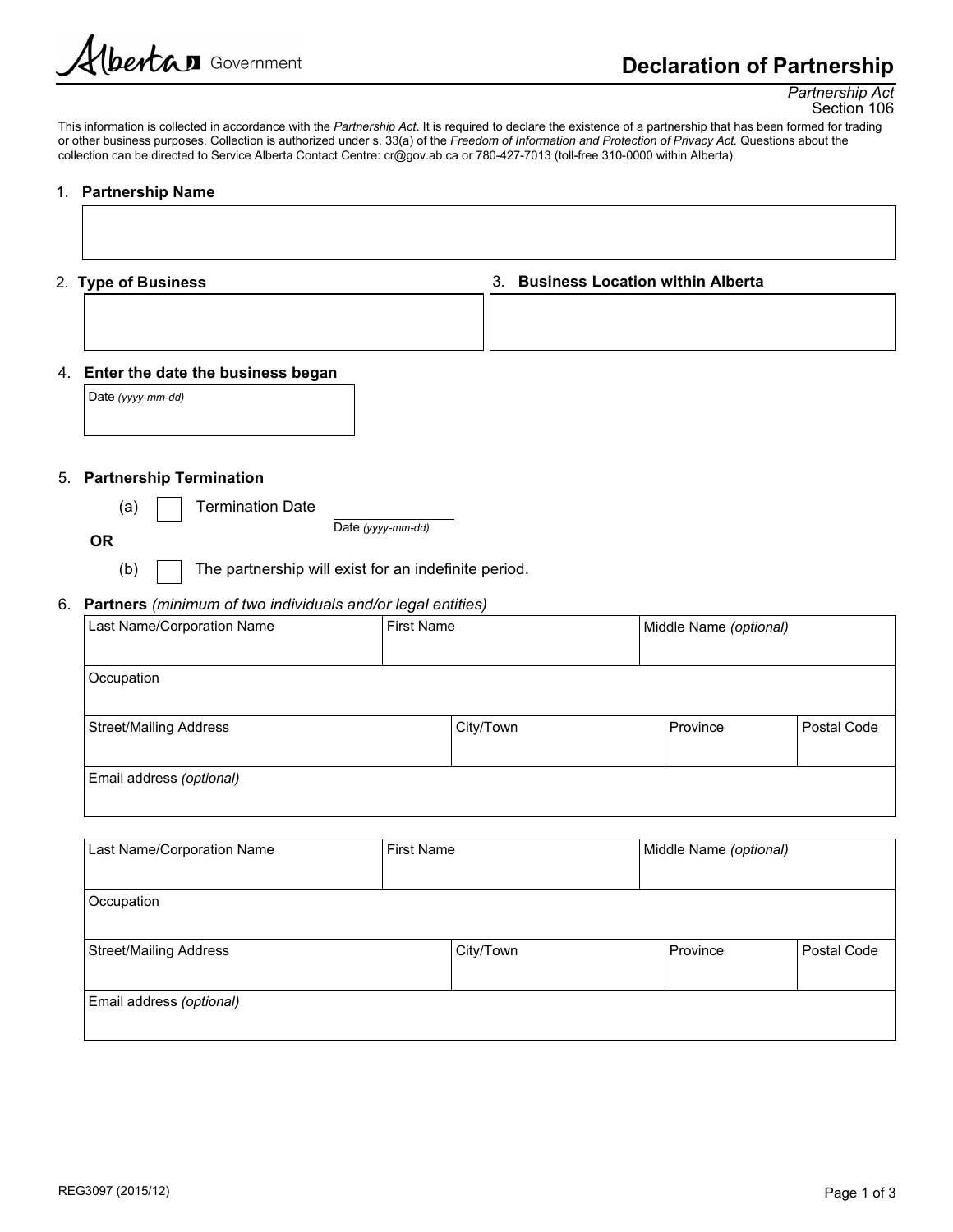Alberta Government

# Declaration of Partnership

*Partnership Act*
Section 106

This information is collected in accordance with the *Partnership Act*. It is required to declare the existence of a partnership that has been formed for trading or other business purposes. Collection is authorized under s. 33(a) of the *Freedom of Information and Protection of Privacy Act*. Questions about the collection can be directed to Service Alberta Contact Centre: cr@gov.ab.ca or 780-427-7013 (toll-free 310-0000 within Alberta).

1. **Partnership Name**

| |
|---|
| |

2. **Type of Business**

| |
|---|
| |

3. **Business Location within Alberta**

| |
|---|
| |

4. **Enter the date the business began**

| Date *(yyyy-mm-dd)* |
|---|
| |

5. **Partnership Termination**

   (a) ☐ Termination Date ____________ Date *(yyyy-mm-dd)*

   **OR**

   (b) ☐ The partnership will exist for an indefinite period.

6. **Partners** *(minimum of two individuals and/or legal entities)*

| Last Name/Corporation Name | First Name | Middle Name *(optional)* | |
|---|---|---|---|
| Occupation | | | |
| Street/Mailing Address | City/Town | Province | Postal Code |
| Email address *(optional)* | | | |

| Last Name/Corporation Name | First Name | Middle Name *(optional)* | |
|---|---|---|---|
| Occupation | | | |
| Street/Mailing Address | City/Town | Province | Postal Code |
| Email address *(optional)* | | | |

REG3097 (2015/12)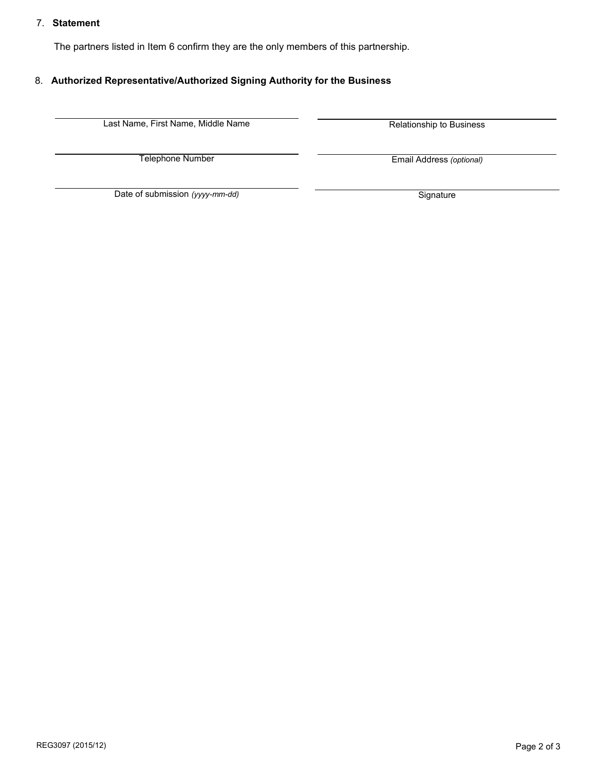7. **Statement**

The partners listed in Item 6 confirm they are the only members of this partnership.

8. **Authorized Representative/Authorized Signing Authority for the Business**

| | |
|---|---|
| Last Name, First Name, Middle Name | Relationship to Business |
| Telephone Number | Email Address *(optional)* |
| Date of submission *(yyyy-mm-dd)* | Signature |

REG3097 (2015/12)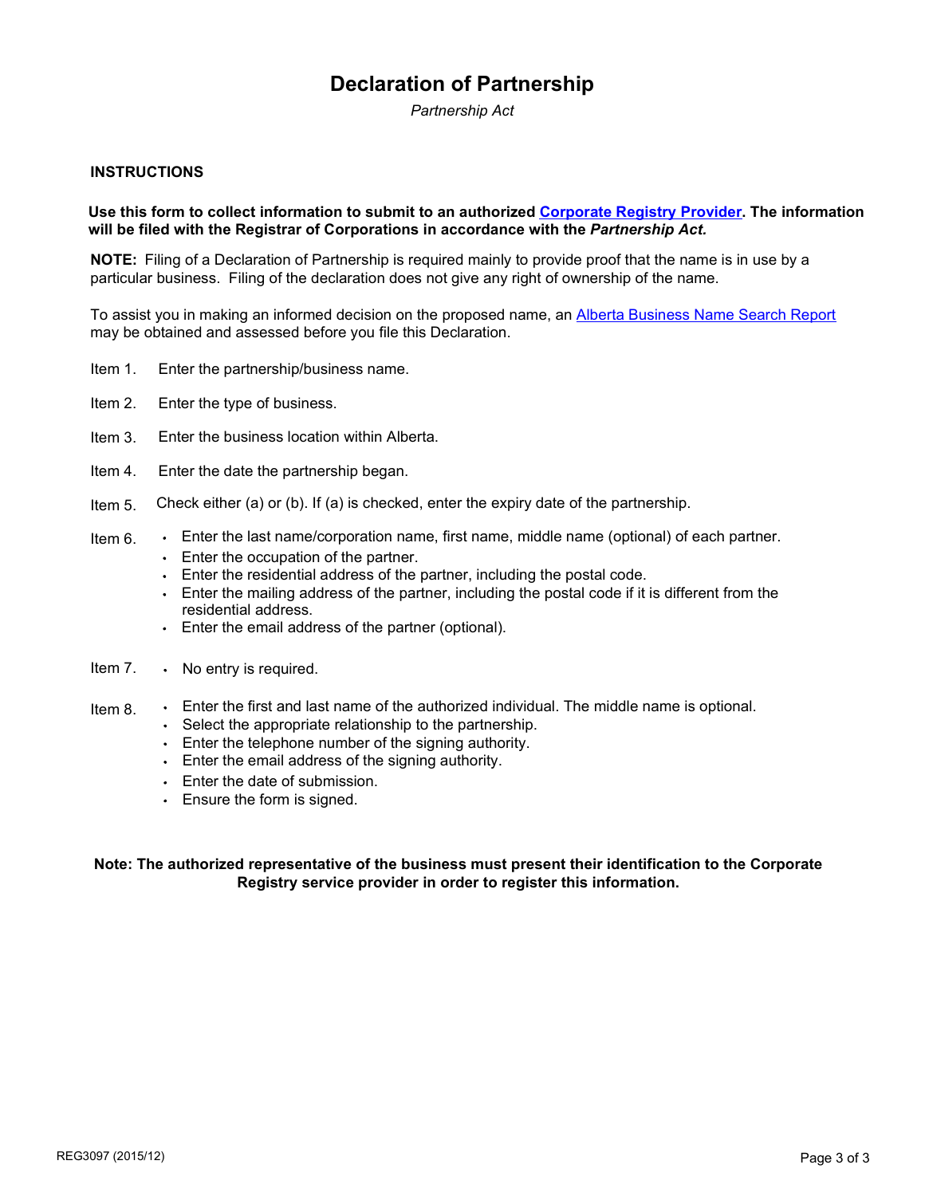# Declaration of Partnership

*Partnership Act*

**INSTRUCTIONS**

**Use this form to collect information to submit to an authorized Corporate Registry Provider. The information will be filed with the Registrar of Corporations in accordance with the *Partnership Act.***

**NOTE:** Filing of a Declaration of Partnership is required mainly to provide proof that the name is in use by a particular business. Filing of the declaration does not give any right of ownership of the name.

To assist you in making an informed decision on the proposed name, an Alberta Business Name Search Report may be obtained and assessed before you file this Declaration.

Item 1. Enter the partnership/business name.

Item 2. Enter the type of business.

Item 3. Enter the business location within Alberta.

Item 4. Enter the date the partnership began.

Item 5. Check either (a) or (b). If (a) is checked, enter the expiry date of the partnership.

Item 6.
- Enter the last name/corporation name, first name, middle name (optional) of each partner.
- Enter the occupation of the partner.
- Enter the residential address of the partner, including the postal code.
- Enter the mailing address of the partner, including the postal code if it is different from the residential address.
- Enter the email address of the partner (optional).

Item 7.
- No entry is required.

Item 8.
- Enter the first and last name of the authorized individual. The middle name is optional.
- Select the appropriate relationship to the partnership.
- Enter the telephone number of the signing authority.
- Enter the email address of the signing authority.
- Enter the date of submission.
- Ensure the form is signed.

**Note: The authorized representative of the business must present their identification to the Corporate Registry service provider in order to register this information.**

REG3097 (2015/12)